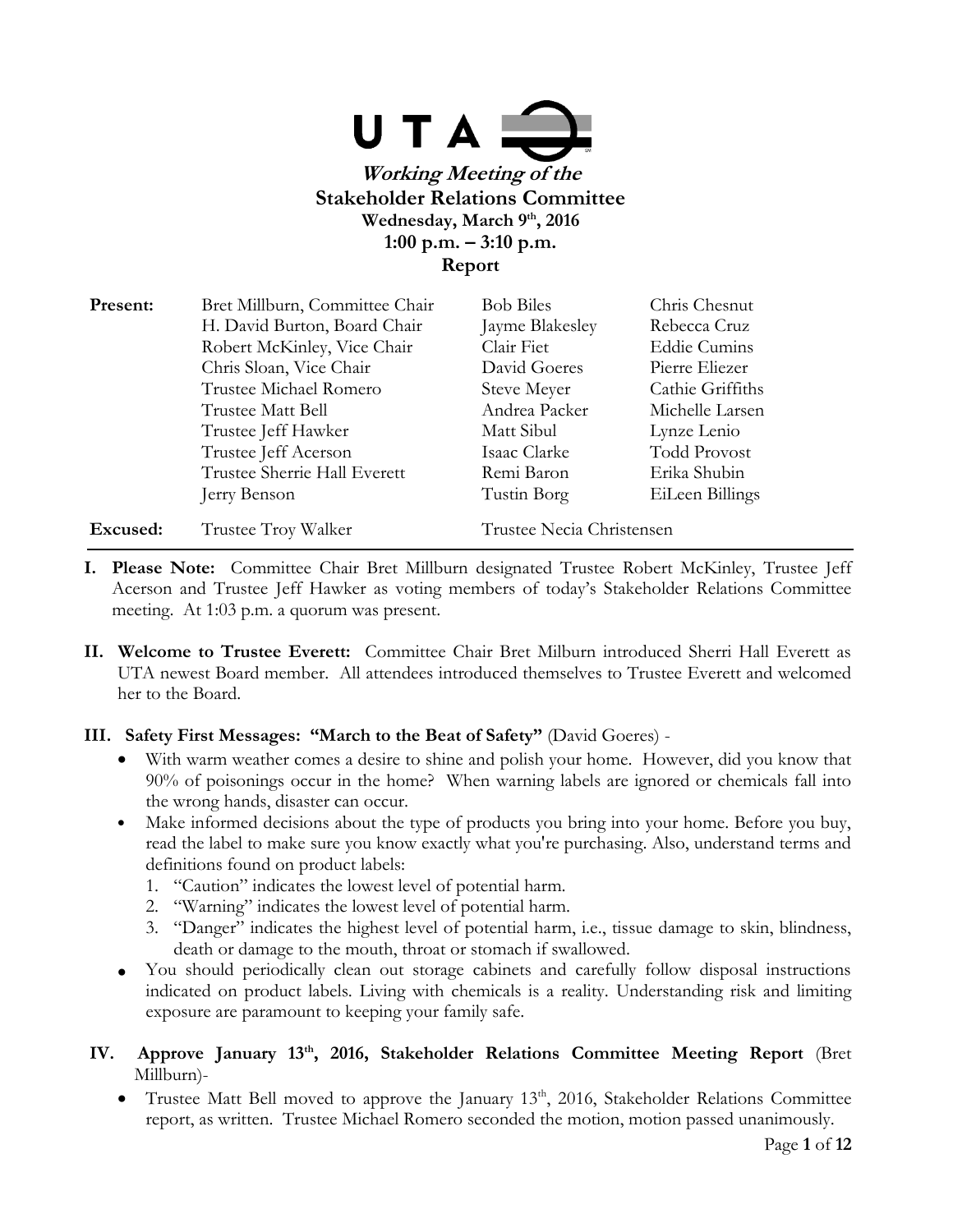**UTA**

***Working Meeting of the***

# Stakeholder Relations Committee

**Wednesday, March 9th, 2016**

**1:00 p.m. – 3:10 p.m.**

**Report**

| | | | |
|---|---|---|---|
| **Present:** | Bret Millburn, Committee Chair | Bob Biles | Chris Chesnut |
| | H. David Burton, Board Chair | Jayme Blakesley | Rebecca Cruz |
| | Robert McKinley, Vice Chair | Clair Fiet | Eddie Cumins |
| | Chris Sloan, Vice Chair | David Goeres | Pierre Eliezer |
| | Trustee Michael Romero | Steve Meyer | Cathie Griffiths |
| | Trustee Matt Bell | Andrea Packer | Michelle Larsen |
| | Trustee Jeff Hawker | Matt Sibul | Lynze Lenio |
| | Trustee Jeff Acerson | Isaac Clarke | Todd Provost |
| | Trustee Sherrie Hall Everett | Remi Baron | Erika Shubin |
| | Jerry Benson | Tustin Borg | EiLeen Billings |
| **Excused:** | Trustee Troy Walker | Trustee Necia Christensen | |

**I. Please Note:** Committee Chair Bret Millburn designated Trustee Robert McKinley, Trustee Jeff Acerson and Trustee Jeff Hawker as voting members of today's Stakeholder Relations Committee meeting. At 1:03 p.m. a quorum was present.

**II. Welcome to Trustee Everett:** Committee Chair Bret Milburn introduced Sherri Hall Everett as UTA newest Board member. All attendees introduced themselves to Trustee Everett and welcomed her to the Board.

**III. Safety First Messages: "March to the Beat of Safety"** (David Goeres) -

- With warm weather comes a desire to shine and polish your home. However, did you know that 90% of poisonings occur in the home? When warning labels are ignored or chemicals fall into the wrong hands, disaster can occur.
- Make informed decisions about the type of products you bring into your home. Before you buy, read the label to make sure you know exactly what you're purchasing. Also, understand terms and definitions found on product labels:
  1. "Caution" indicates the lowest level of potential harm.
  2. "Warning" indicates the lowest level of potential harm.
  3. "Danger" indicates the highest level of potential harm, i.e., tissue damage to skin, blindness, death or damage to the mouth, throat or stomach if swallowed.
- You should periodically clean out storage cabinets and carefully follow disposal instructions indicated on product labels. Living with chemicals is a reality. Understanding risk and limiting exposure are paramount to keeping your family safe.

**IV. Approve January 13th, 2016, Stakeholder Relations Committee Meeting Report** (Bret Millburn)-

- Trustee Matt Bell moved to approve the January 13th, 2016, Stakeholder Relations Committee report, as written. Trustee Michael Romero seconded the motion, motion passed unanimously.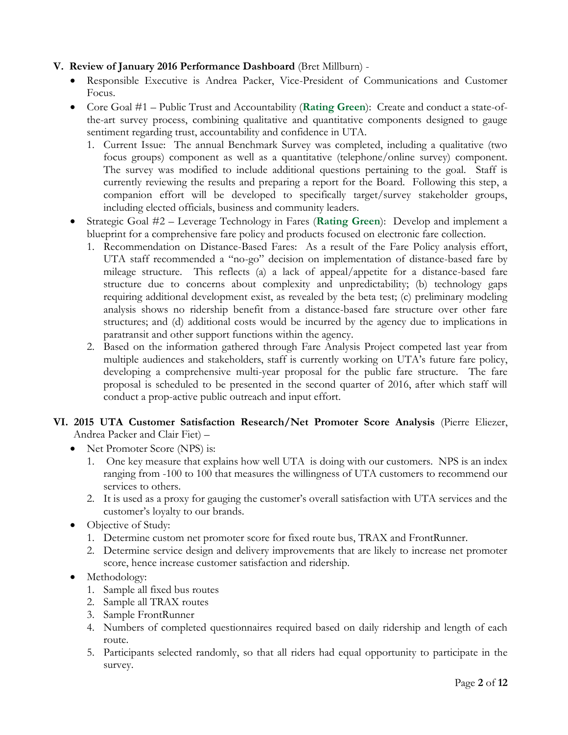**V. Review of January 2016 Performance Dashboard** (Bret Millburn) -

- Responsible Executive is Andrea Packer, Vice-President of Communications and Customer Focus.
- Core Goal #1 – Public Trust and Accountability (**Rating Green**): Create and conduct a state-of-the-art survey process, combining qualitative and quantitative components designed to gauge sentiment regarding trust, accountability and confidence in UTA.
  1. Current Issue: The annual Benchmark Survey was completed, including a qualitative (two focus groups) component as well as a quantitative (telephone/online survey) component. The survey was modified to include additional questions pertaining to the goal. Staff is currently reviewing the results and preparing a report for the Board. Following this step, a companion effort will be developed to specifically target/survey stakeholder groups, including elected officials, business and community leaders.
- Strategic Goal #2 – Leverage Technology in Fares (**Rating Green**): Develop and implement a blueprint for a comprehensive fare policy and products focused on electronic fare collection.
  1. Recommendation on Distance-Based Fares: As a result of the Fare Policy analysis effort, UTA staff recommended a "no-go" decision on implementation of distance-based fare by mileage structure. This reflects (a) a lack of appeal/appetite for a distance-based fare structure due to concerns about complexity and unpredictability; (b) technology gaps requiring additional development exist, as revealed by the beta test; (c) preliminary modeling analysis shows no ridership benefit from a distance-based fare structure over other fare structures; and (d) additional costs would be incurred by the agency due to implications in paratransit and other support functions within the agency.
  2. Based on the information gathered through Fare Analysis Project competed last year from multiple audiences and stakeholders, staff is currently working on UTA's future fare policy, developing a comprehensive multi-year proposal for the public fare structure. The fare proposal is scheduled to be presented in the second quarter of 2016, after which staff will conduct a prop-active public outreach and input effort.

**VI. 2015 UTA Customer Satisfaction Research/Net Promoter Score Analysis** (Pierre Eliezer, Andrea Packer and Clair Fiet) –

- Net Promoter Score (NPS) is:
  1. One key measure that explains how well UTA is doing with our customers. NPS is an index ranging from -100 to 100 that measures the willingness of UTA customers to recommend our services to others.
  2. It is used as a proxy for gauging the customer's overall satisfaction with UTA services and the customer's loyalty to our brands.
- Objective of Study:
  1. Determine custom net promoter score for fixed route bus, TRAX and FrontRunner.
  2. Determine service design and delivery improvements that are likely to increase net promoter score, hence increase customer satisfaction and ridership.
- Methodology:
  1. Sample all fixed bus routes
  2. Sample all TRAX routes
  3. Sample FrontRunner
  4. Numbers of completed questionnaires required based on daily ridership and length of each route.
  5. Participants selected randomly, so that all riders had equal opportunity to participate in the survey.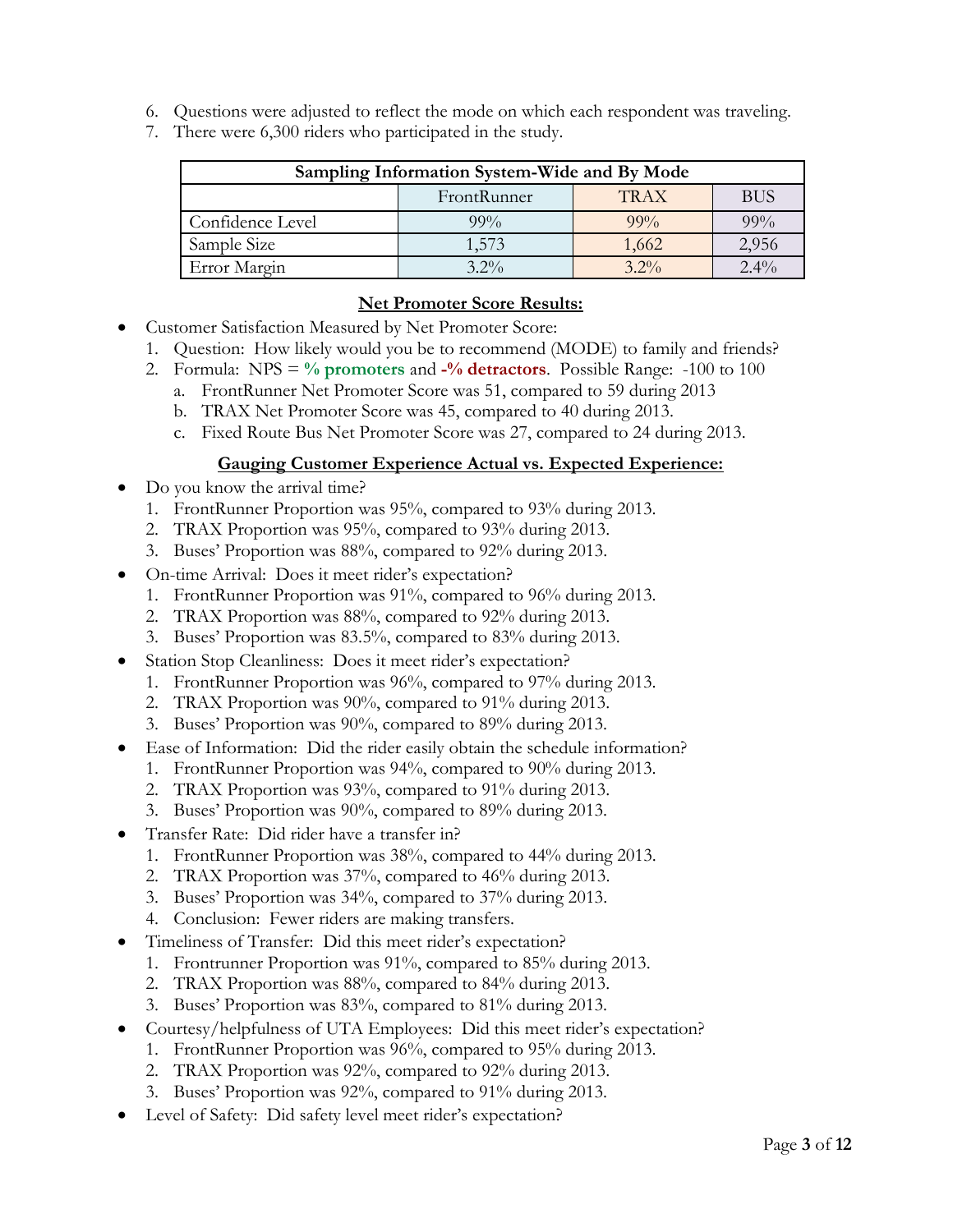6. Questions were adjusted to reflect the mode on which each respondent was traveling.
7. There were 6,300 riders who participated in the study.

| Sampling Information System-Wide and By Mode | | | |
|---|---|---|---|
| | FrontRunner | TRAX | BUS |
| Confidence Level | 99% | 99% | 99% |
| Sample Size | 1,573 | 1,662 | 2,956 |
| Error Margin | 3.2% | 3.2% | 2.4% |

**Net Promoter Score Results:**

- Customer Satisfaction Measured by Net Promoter Score:
  1. Question: How likely would you be to recommend (MODE) to family and friends?
  2. Formula: NPS = **% promoters** and **-% detractors**. Possible Range: -100 to 100
     a. FrontRunner Net Promoter Score was 51, compared to 59 during 2013
     b. TRAX Net Promoter Score was 45, compared to 40 during 2013.
     c. Fixed Route Bus Net Promoter Score was 27, compared to 24 during 2013.

**Gauging Customer Experience Actual vs. Expected Experience:**

- Do you know the arrival time?
  1. FrontRunner Proportion was 95%, compared to 93% during 2013.
  2. TRAX Proportion was 95%, compared to 93% during 2013.
  3. Buses' Proportion was 88%, compared to 92% during 2013.
- On-time Arrival: Does it meet rider's expectation?
  1. FrontRunner Proportion was 91%, compared to 96% during 2013.
  2. TRAX Proportion was 88%, compared to 92% during 2013.
  3. Buses' Proportion was 83.5%, compared to 83% during 2013.
- Station Stop Cleanliness: Does it meet rider's expectation?
  1. FrontRunner Proportion was 96%, compared to 97% during 2013.
  2. TRAX Proportion was 90%, compared to 91% during 2013.
  3. Buses' Proportion was 90%, compared to 89% during 2013.
- Ease of Information: Did the rider easily obtain the schedule information?
  1. FrontRunner Proportion was 94%, compared to 90% during 2013.
  2. TRAX Proportion was 93%, compared to 91% during 2013.
  3. Buses' Proportion was 90%, compared to 89% during 2013.
- Transfer Rate: Did rider have a transfer in?
  1. FrontRunner Proportion was 38%, compared to 44% during 2013.
  2. TRAX Proportion was 37%, compared to 46% during 2013.
  3. Buses' Proportion was 34%, compared to 37% during 2013.
  4. Conclusion: Fewer riders are making transfers.
- Timeliness of Transfer: Did this meet rider's expectation?
  1. Frontrunner Proportion was 91%, compared to 85% during 2013.
  2. TRAX Proportion was 88%, compared to 84% during 2013.
  3. Buses' Proportion was 83%, compared to 81% during 2013.
- Courtesy/helpfulness of UTA Employees: Did this meet rider's expectation?
  1. FrontRunner Proportion was 96%, compared to 95% during 2013.
  2. TRAX Proportion was 92%, compared to 92% during 2013.
  3. Buses' Proportion was 92%, compared to 91% during 2013.
- Level of Safety: Did safety level meet rider's expectation?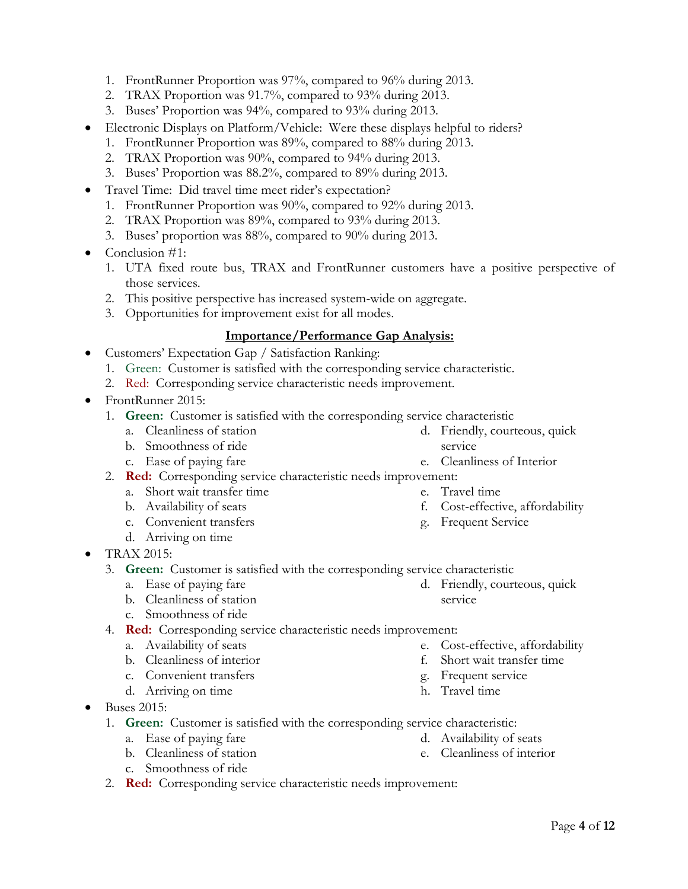1. FrontRunner Proportion was 97%, compared to 96% during 2013.
2. TRAX Proportion was 91.7%, compared to 93% during 2013.
3. Buses' Proportion was 94%, compared to 93% during 2013.

- Electronic Displays on Platform/Vehicle: Were these displays helpful to riders?
  1. FrontRunner Proportion was 89%, compared to 88% during 2013.
  2. TRAX Proportion was 90%, compared to 94% during 2013.
  3. Buses' Proportion was 88.2%, compared to 89% during 2013.
- Travel Time: Did travel time meet rider's expectation?
  1. FrontRunner Proportion was 90%, compared to 92% during 2013.
  2. TRAX Proportion was 89%, compared to 93% during 2013.
  3. Buses' proportion was 88%, compared to 90% during 2013.
- Conclusion #1:
  1. UTA fixed route bus, TRAX and FrontRunner customers have a positive perspective of those services.
  2. This positive perspective has increased system-wide on aggregate.
  3. Opportunities for improvement exist for all modes.

**Importance/Performance Gap Analysis:**

- Customers' Expectation Gap / Satisfaction Ranking:
  1. Green: Customer is satisfied with the corresponding service characteristic.
  2. Red: Corresponding service characteristic needs improvement.
- FrontRunner 2015:
  1. **Green:** Customer is satisfied with the corresponding service characteristic
     a. Cleanliness of station
     b. Smoothness of ride
     c. Ease of paying fare
     d. Friendly, courteous, quick service
     e. Cleanliness of Interior
  2. **Red:** Corresponding service characteristic needs improvement:
     a. Short wait transfer time
     b. Availability of seats
     c. Convenient transfers
     d. Arriving on time
     e. Travel time
     f. Cost-effective, affordability
     g. Frequent Service
- TRAX 2015:
  3. **Green:** Customer is satisfied with the corresponding service characteristic
     a. Ease of paying fare
     b. Cleanliness of station
     c. Smoothness of ride
     d. Friendly, courteous, quick service
  4. **Red:** Corresponding service characteristic needs improvement:
     a. Availability of seats
     b. Cleanliness of interior
     c. Convenient transfers
     d. Arriving on time
     e. Cost-effective, affordability
     f. Short wait transfer time
     g. Frequent service
     h. Travel time
- Buses 2015:
  1. **Green:** Customer is satisfied with the corresponding service characteristic:
     a. Ease of paying fare
     b. Cleanliness of station
     c. Smoothness of ride
     d. Availability of seats
     e. Cleanliness of interior
  2. **Red:** Corresponding service characteristic needs improvement: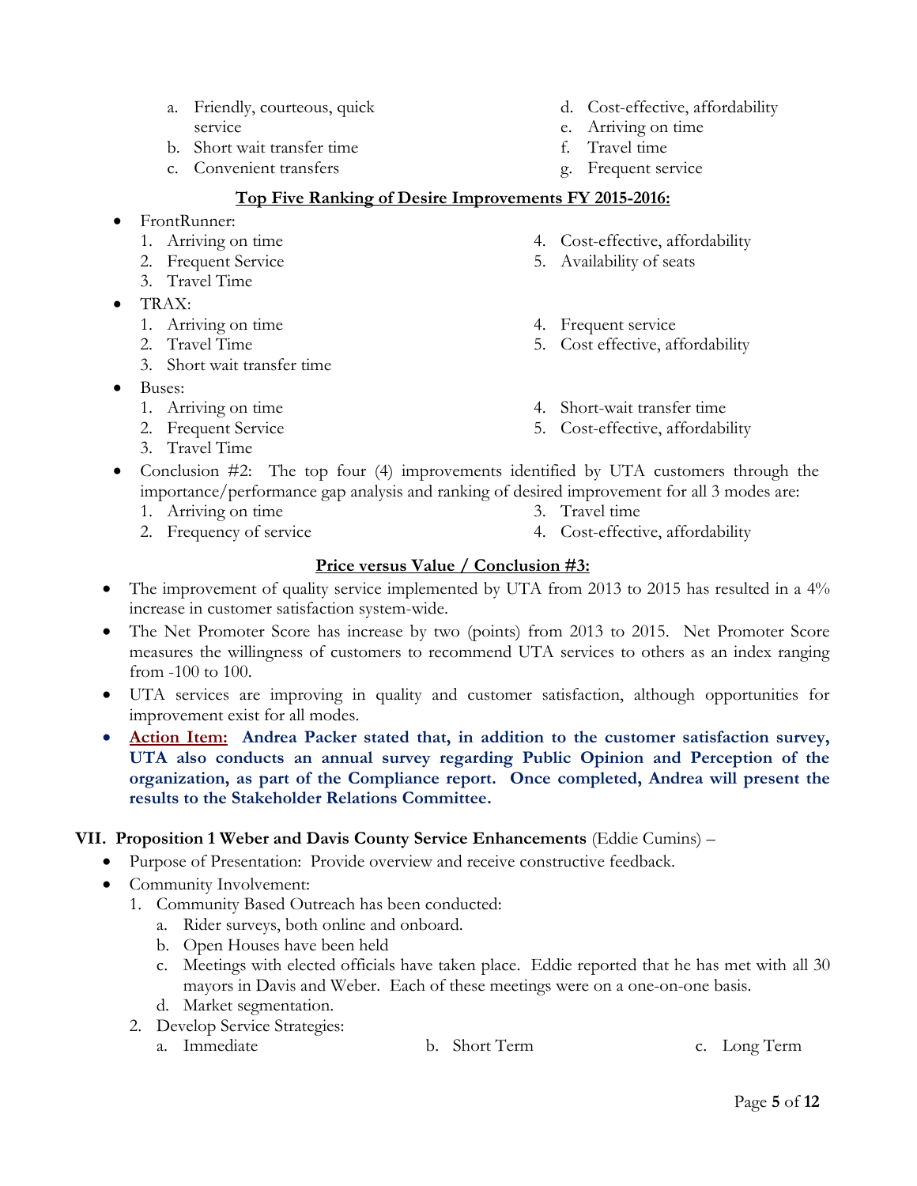a. Friendly, courteous, quick service
b. Short wait transfer time
c. Convenient transfers
d. Cost-effective, affordability
e. Arriving on time
f. Travel time
g. Frequent service

**Top Five Ranking of Desire Improvements FY 2015-2016:**

- FrontRunner:
    1. Arriving on time
    2. Frequent Service
    3. Travel Time
    4. Cost-effective, affordability
    5. Availability of seats
- TRAX:
    1. Arriving on time
    2. Travel Time
    3. Short wait transfer time
    4. Frequent service
    5. Cost effective, affordability
- Buses:
    1. Arriving on time
    2. Frequent Service
    3. Travel Time
    4. Short-wait transfer time
    5. Cost-effective, affordability
- Conclusion #2: The top four (4) improvements identified by UTA customers through the importance/performance gap analysis and ranking of desired improvement for all 3 modes are:
    1. Arriving on time
    2. Frequency of service
    3. Travel time
    4. Cost-effective, affordability

**Price versus Value / Conclusion #3:**

- The improvement of quality service implemented by UTA from 2013 to 2015 has resulted in a 4% increase in customer satisfaction system-wide.
- The Net Promoter Score has increase by two (points) from 2013 to 2015. Net Promoter Score measures the willingness of customers to recommend UTA services to others as an index ranging from -100 to 100.
- UTA services are improving in quality and customer satisfaction, although opportunities for improvement exist for all modes.
- **Action Item: Andrea Packer stated that, in addition to the customer satisfaction survey, UTA also conducts an annual survey regarding Public Opinion and Perception of the organization, as part of the Compliance report. Once completed, Andrea will present the results to the Stakeholder Relations Committee.**

**VII. Proposition 1 Weber and Davis County Service Enhancements** (Eddie Cumins) –

- Purpose of Presentation: Provide overview and receive constructive feedback.
- Community Involvement:
    1. Community Based Outreach has been conducted:
        a. Rider surveys, both online and onboard.
        b. Open Houses have been held
        c. Meetings with elected officials have taken place. Eddie reported that he has met with all 30 mayors in Davis and Weber. Each of these meetings were on a one-on-one basis.
        d. Market segmentation.
    2. Develop Service Strategies:
        a. Immediate
        b. Short Term
        c. Long Term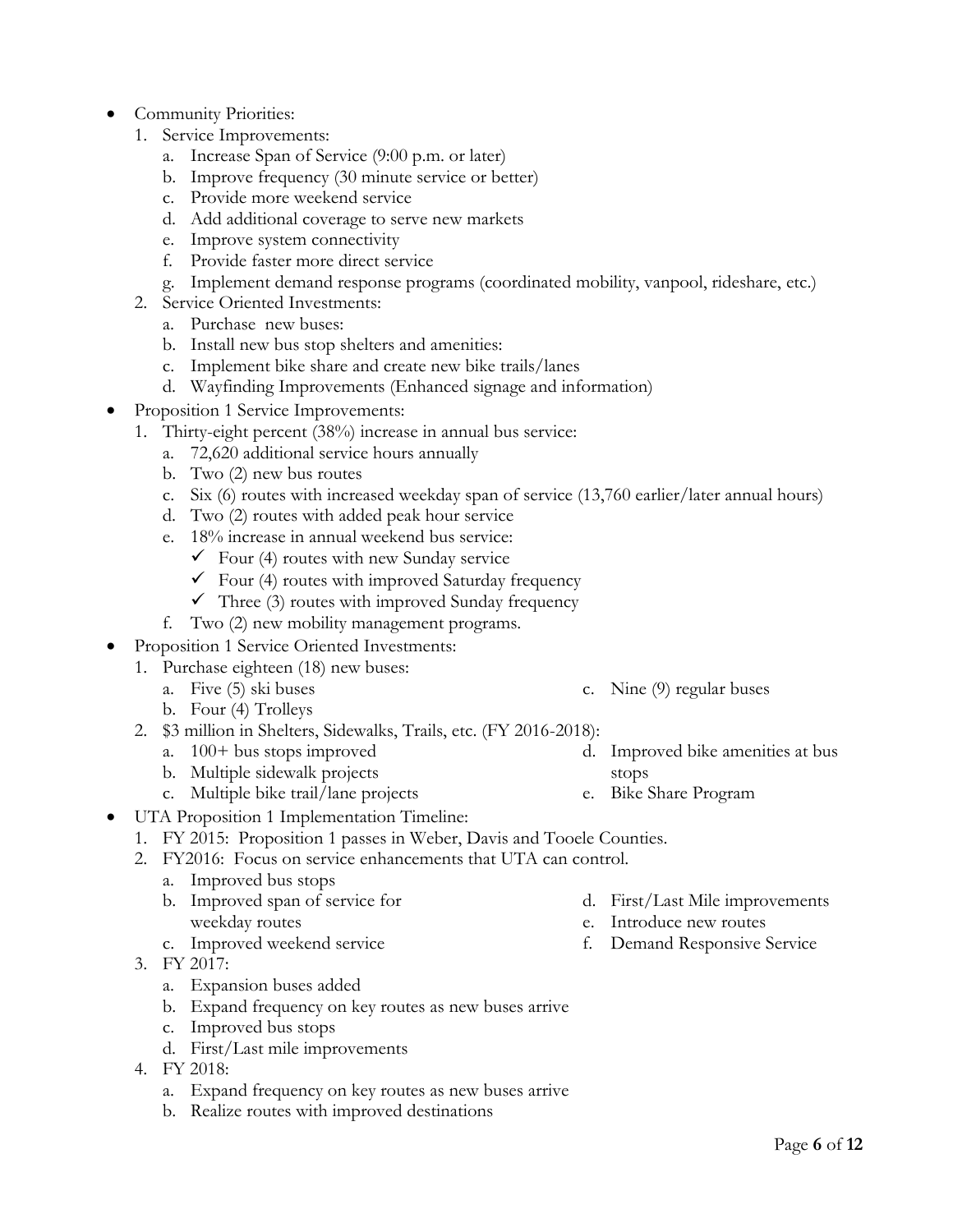- Community Priorities:
  1. Service Improvements:
     a. Increase Span of Service (9:00 p.m. or later)
     b. Improve frequency (30 minute service or better)
     c. Provide more weekend service
     d. Add additional coverage to serve new markets
     e. Improve system connectivity
     f. Provide faster more direct service
     g. Implement demand response programs (coordinated mobility, vanpool, rideshare, etc.)
  2. Service Oriented Investments:
     a. Purchase new buses:
     b. Install new bus stop shelters and amenities:
     c. Implement bike share and create new bike trails/lanes
     d. Wayfinding Improvements (Enhanced signage and information)
- Proposition 1 Service Improvements:
  1. Thirty-eight percent (38%) increase in annual bus service:
     a. 72,620 additional service hours annually
     b. Two (2) new bus routes
     c. Six (6) routes with increased weekday span of service (13,760 earlier/later annual hours)
     d. Two (2) routes with added peak hour service
     e. 18% increase in annual weekend bus service:
        - ✓ Four (4) routes with new Sunday service
        - ✓ Four (4) routes with improved Saturday frequency
        - ✓ Three (3) routes with improved Sunday frequency
     f. Two (2) new mobility management programs.
- Proposition 1 Service Oriented Investments:
  1. Purchase eighteen (18) new buses:
     a. Five (5) ski buses
     b. Four (4) Trolleys
     c. Nine (9) regular buses
  2. $3 million in Shelters, Sidewalks, Trails, etc. (FY 2016-2018):
     a. 100+ bus stops improved
     b. Multiple sidewalk projects
     c. Multiple bike trail/lane projects
     d. Improved bike amenities at bus stops
     e. Bike Share Program
- UTA Proposition 1 Implementation Timeline:
  1. FY 2015: Proposition 1 passes in Weber, Davis and Tooele Counties.
  2. FY2016: Focus on service enhancements that UTA can control.
     a. Improved bus stops
     b. Improved span of service for weekday routes
     c. Improved weekend service
     d. First/Last Mile improvements
     e. Introduce new routes
     f. Demand Responsive Service
  3. FY 2017:
     a. Expansion buses added
     b. Expand frequency on key routes as new buses arrive
     c. Improved bus stops
     d. First/Last mile improvements
  4. FY 2018:
     a. Expand frequency on key routes as new buses arrive
     b. Realize routes with improved destinations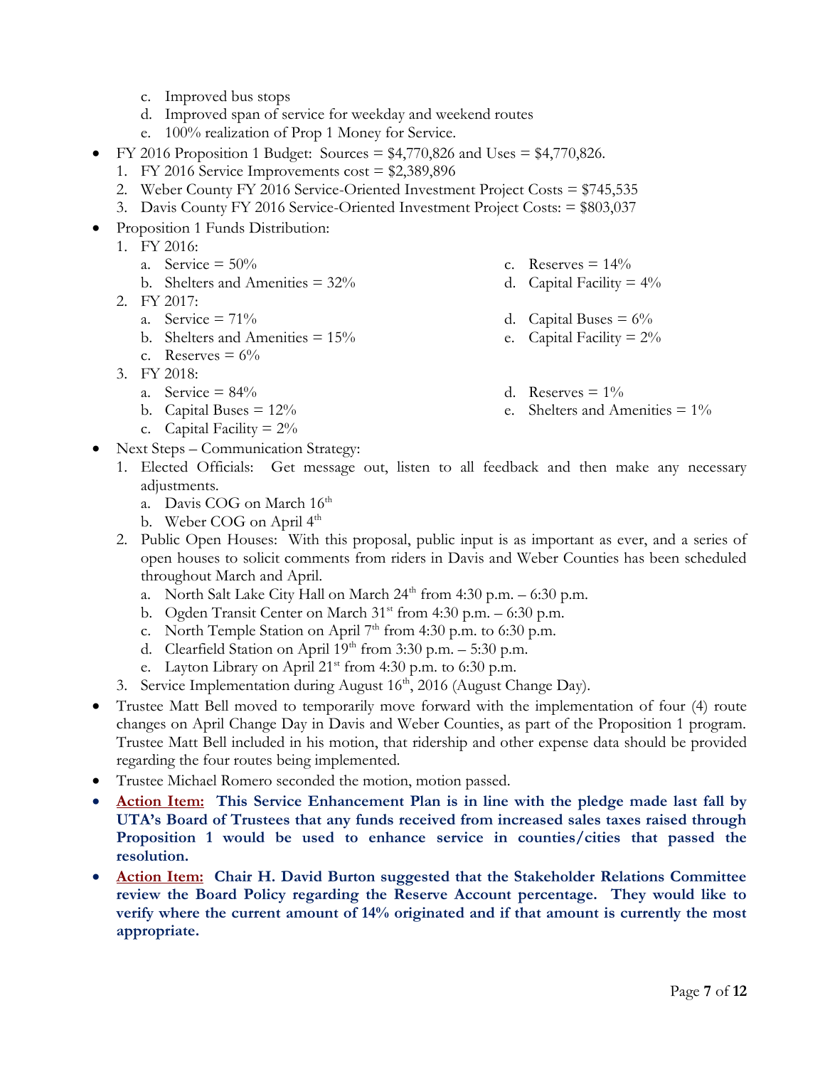c. Improved bus stops
   d. Improved span of service for weekday and weekend routes
   e. 100% realization of Prop 1 Money for Service.

- FY 2016 Proposition 1 Budget: Sources = $4,770,826 and Uses = $4,770,826.
  1. FY 2016 Service Improvements cost = $2,389,896
  2. Weber County FY 2016 Service-Oriented Investment Project Costs = $745,535
  3. Davis County FY 2016 Service-Oriented Investment Project Costs: = $803,037
- Proposition 1 Funds Distribution:
  1. FY 2016:
     a. Service = 50%
     b. Shelters and Amenities = 32%
     c. Reserves = 14%
     d. Capital Facility = 4%
  2. FY 2017:
     a. Service = 71%
     b. Shelters and Amenities = 15%
     c. Reserves = 6%
     d. Capital Buses = 6%
     e. Capital Facility = 2%
  3. FY 2018:
     a. Service = 84%
     b. Capital Buses = 12%
     c. Capital Facility = 2%
     d. Reserves = 1%
     e. Shelters and Amenities = 1%
- Next Steps – Communication Strategy:
  1. Elected Officials: Get message out, listen to all feedback and then make any necessary adjustments.
     a. Davis COG on March 16th
     b. Weber COG on April 4th
  2. Public Open Houses: With this proposal, public input is as important as ever, and a series of open houses to solicit comments from riders in Davis and Weber Counties has been scheduled throughout March and April.
     a. North Salt Lake City Hall on March 24th from 4:30 p.m. – 6:30 p.m.
     b. Ogden Transit Center on March 31st from 4:30 p.m. – 6:30 p.m.
     c. North Temple Station on April 7th from 4:30 p.m. to 6:30 p.m.
     d. Clearfield Station on April 19th from 3:30 p.m. – 5:30 p.m.
     e. Layton Library on April 21st from 4:30 p.m. to 6:30 p.m.
  3. Service Implementation during August 16th, 2016 (August Change Day).
- Trustee Matt Bell moved to temporarily move forward with the implementation of four (4) route changes on April Change Day in Davis and Weber Counties, as part of the Proposition 1 program. Trustee Matt Bell included in his motion, that ridership and other expense data should be provided regarding the four routes being implemented.
- Trustee Michael Romero seconded the motion, motion passed.
- **Action Item:** **This Service Enhancement Plan is in line with the pledge made last fall by UTA's Board of Trustees that any funds received from increased sales taxes raised through Proposition 1 would be used to enhance service in counties/cities that passed the resolution.**
- **Action Item:** **Chair H. David Burton suggested that the Stakeholder Relations Committee review the Board Policy regarding the Reserve Account percentage. They would like to verify where the current amount of 14% originated and if that amount is currently the most appropriate.**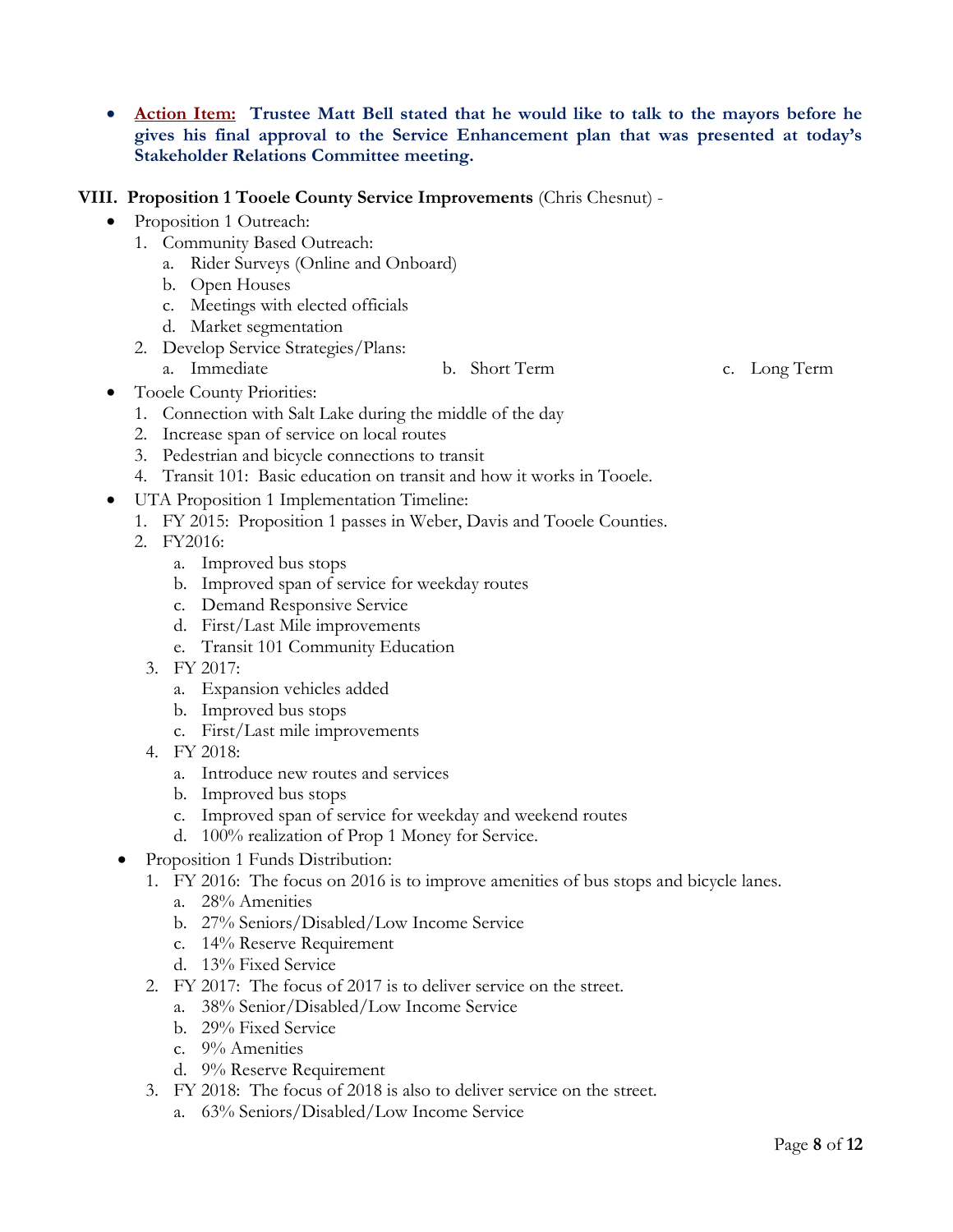- **<u>Action Item:</u> Trustee Matt Bell stated that he would like to talk to the mayors before he gives his final approval to the Service Enhancement plan that was presented at today's Stakeholder Relations Committee meeting.**

## VIII. Proposition 1 Tooele County Service Improvements (Chris Chesnut) -

- Proposition 1 Outreach:
  1. Community Based Outreach:
     a. Rider Surveys (Online and Onboard)
     b. Open Houses
     c. Meetings with elected officials
     d. Market segmentation
  2. Develop Service Strategies/Plans:
     a. Immediate
     b. Short Term
     c. Long Term
- Tooele County Priorities:
  1. Connection with Salt Lake during the middle of the day
  2. Increase span of service on local routes
  3. Pedestrian and bicycle connections to transit
  4. Transit 101: Basic education on transit and how it works in Tooele.
- UTA Proposition 1 Implementation Timeline:
  1. FY 2015: Proposition 1 passes in Weber, Davis and Tooele Counties.
  2. FY2016:
     a. Improved bus stops
     b. Improved span of service for weekday routes
     c. Demand Responsive Service
     d. First/Last Mile improvements
     e. Transit 101 Community Education
  3. FY 2017:
     a. Expansion vehicles added
     b. Improved bus stops
     c. First/Last mile improvements
  4. FY 2018:
     a. Introduce new routes and services
     b. Improved bus stops
     c. Improved span of service for weekday and weekend routes
     d. 100% realization of Prop 1 Money for Service.
- Proposition 1 Funds Distribution:
  1. FY 2016: The focus on 2016 is to improve amenities of bus stops and bicycle lanes.
     a. 28% Amenities
     b. 27% Seniors/Disabled/Low Income Service
     c. 14% Reserve Requirement
     d. 13% Fixed Service
  2. FY 2017: The focus of 2017 is to deliver service on the street.
     a. 38% Senior/Disabled/Low Income Service
     b. 29% Fixed Service
     c. 9% Amenities
     d. 9% Reserve Requirement
  3. FY 2018: The focus of 2018 is also to deliver service on the street.
     a. 63% Seniors/Disabled/Low Income Service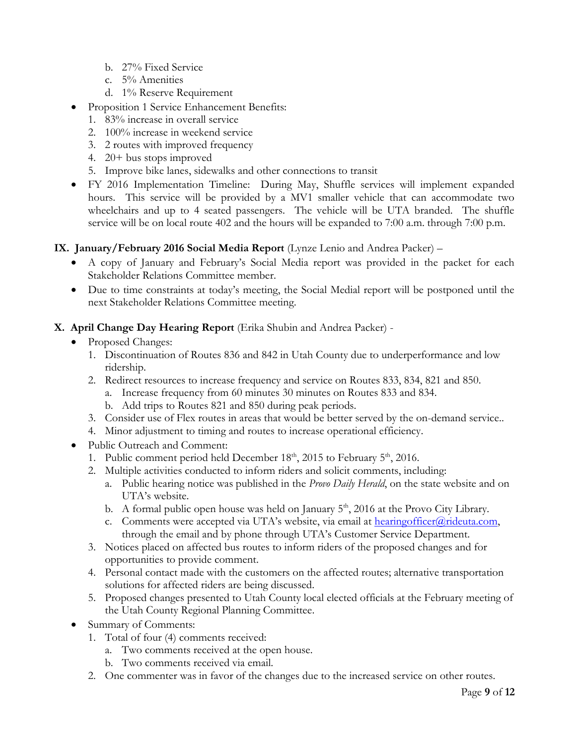b. 27% Fixed Service
   c. 5% Amenities
   d. 1% Reserve Requirement

- Proposition 1 Service Enhancement Benefits:
  1. 83% increase in overall service
  2. 100% increase in weekend service
  3. 2 routes with improved frequency
  4. 20+ bus stops improved
  5. Improve bike lanes, sidewalks and other connections to transit
- FY 2016 Implementation Timeline: During May, Shuffle services will implement expanded hours. This service will be provided by a MV1 smaller vehicle that can accommodate two wheelchairs and up to 4 seated passengers. The vehicle will be UTA branded. The shuffle service will be on local route 402 and the hours will be expanded to 7:00 a.m. through 7:00 p.m.

**IX. January/February 2016 Social Media Report** (Lynze Lenio and Andrea Packer) –

- A copy of January and February's Social Media report was provided in the packet for each Stakeholder Relations Committee member.
- Due to time constraints at today's meeting, the Social Medial report will be postponed until the next Stakeholder Relations Committee meeting.

**X. April Change Day Hearing Report** (Erika Shubin and Andrea Packer) -

- Proposed Changes:
  1. Discontinuation of Routes 836 and 842 in Utah County due to underperformance and low ridership.
  2. Redirect resources to increase frequency and service on Routes 833, 834, 821 and 850.
     a. Increase frequency from 60 minutes 30 minutes on Routes 833 and 834.
     b. Add trips to Routes 821 and 850 during peak periods.
  3. Consider use of Flex routes in areas that would be better served by the on-demand service..
  4. Minor adjustment to timing and routes to increase operational efficiency.
- Public Outreach and Comment:
  1. Public comment period held December 18th, 2015 to February 5th, 2016.
  2. Multiple activities conducted to inform riders and solicit comments, including:
     a. Public hearing notice was published in the *Provo Daily Herald*, on the state website and on UTA's website.
     b. A formal public open house was held on January 5th, 2016 at the Provo City Library.
     c. Comments were accepted via UTA's website, via email at hearingofficer@rideuta.com, through the email and by phone through UTA's Customer Service Department.
  3. Notices placed on affected bus routes to inform riders of the proposed changes and for opportunities to provide comment.
  4. Personal contact made with the customers on the affected routes; alternative transportation solutions for affected riders are being discussed.
  5. Proposed changes presented to Utah County local elected officials at the February meeting of the Utah County Regional Planning Committee.
- Summary of Comments:
  1. Total of four (4) comments received:
     a. Two comments received at the open house.
     b. Two comments received via email.
  2. One commenter was in favor of the changes due to the increased service on other routes.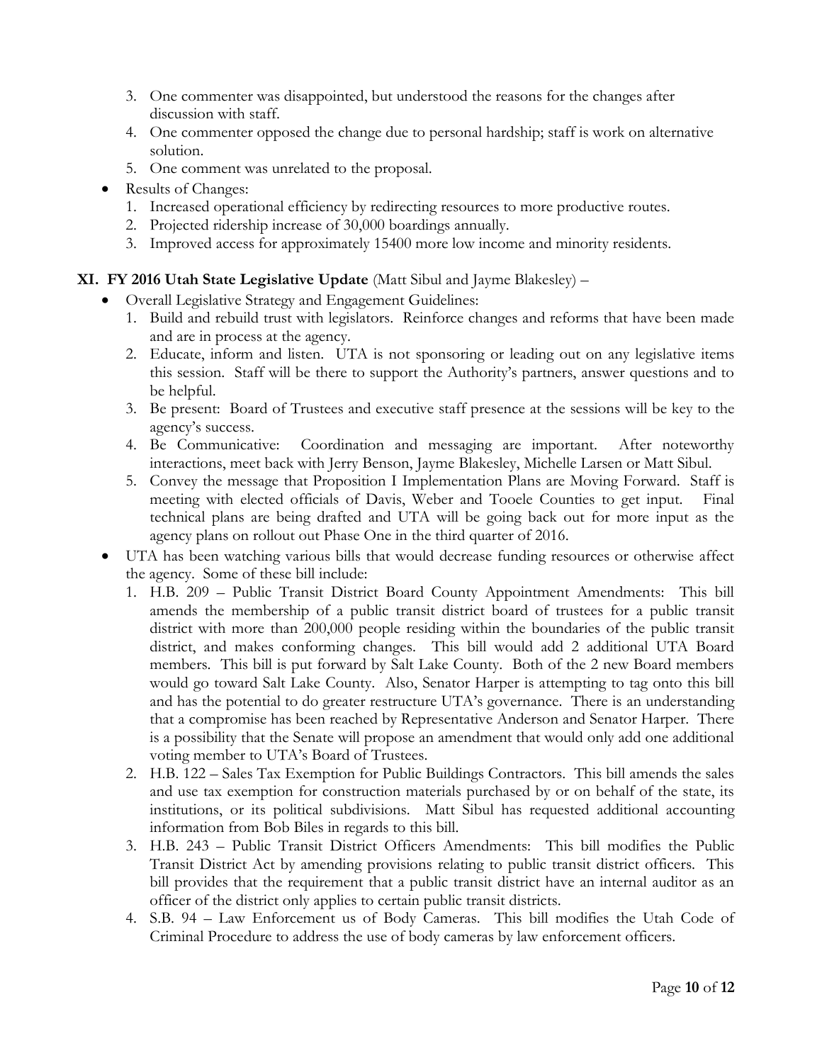3. One commenter was disappointed, but understood the reasons for the changes after discussion with staff.
4. One commenter opposed the change due to personal hardship; staff is work on alternative solution.
5. One comment was unrelated to the proposal.

- Results of Changes:
  1. Increased operational efficiency by redirecting resources to more productive routes.
  2. Projected ridership increase of 30,000 boardings annually.
  3. Improved access for approximately 15400 more low income and minority residents.

**XI. FY 2016 Utah State Legislative Update** (Matt Sibul and Jayme Blakesley) –

- Overall Legislative Strategy and Engagement Guidelines:
  1. Build and rebuild trust with legislators. Reinforce changes and reforms that have been made and are in process at the agency.
  2. Educate, inform and listen. UTA is not sponsoring or leading out on any legislative items this session. Staff will be there to support the Authority's partners, answer questions and to be helpful.
  3. Be present: Board of Trustees and executive staff presence at the sessions will be key to the agency's success.
  4. Be Communicative: Coordination and messaging are important. After noteworthy interactions, meet back with Jerry Benson, Jayme Blakesley, Michelle Larsen or Matt Sibul.
  5. Convey the message that Proposition I Implementation Plans are Moving Forward. Staff is meeting with elected officials of Davis, Weber and Tooele Counties to get input. Final technical plans are being drafted and UTA will be going back out for more input as the agency plans on rollout out Phase One in the third quarter of 2016.
- UTA has been watching various bills that would decrease funding resources or otherwise affect the agency. Some of these bill include:
  1. H.B. 209 – Public Transit District Board County Appointment Amendments: This bill amends the membership of a public transit district board of trustees for a public transit district with more than 200,000 people residing within the boundaries of the public transit district, and makes conforming changes. This bill would add 2 additional UTA Board members. This bill is put forward by Salt Lake County. Both of the 2 new Board members would go toward Salt Lake County. Also, Senator Harper is attempting to tag onto this bill and has the potential to do greater restructure UTA's governance. There is an understanding that a compromise has been reached by Representative Anderson and Senator Harper. There is a possibility that the Senate will propose an amendment that would only add one additional voting member to UTA's Board of Trustees.
  2. H.B. 122 – Sales Tax Exemption for Public Buildings Contractors. This bill amends the sales and use tax exemption for construction materials purchased by or on behalf of the state, its institutions, or its political subdivisions. Matt Sibul has requested additional accounting information from Bob Biles in regards to this bill.
  3. H.B. 243 – Public Transit District Officers Amendments: This bill modifies the Public Transit District Act by amending provisions relating to public transit district officers. This bill provides that the requirement that a public transit district have an internal auditor as an officer of the district only applies to certain public transit districts.
  4. S.B. 94 – Law Enforcement us of Body Cameras. This bill modifies the Utah Code of Criminal Procedure to address the use of body cameras by law enforcement officers.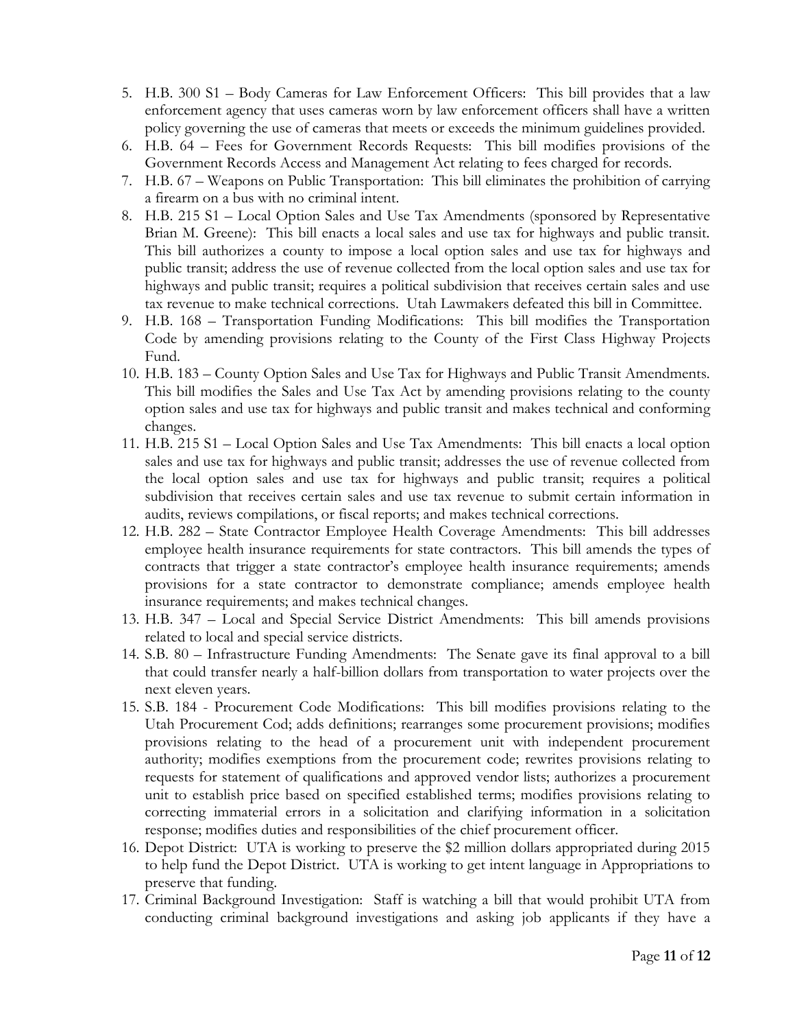5. H.B. 300 S1 – Body Cameras for Law Enforcement Officers: This bill provides that a law enforcement agency that uses cameras worn by law enforcement officers shall have a written policy governing the use of cameras that meets or exceeds the minimum guidelines provided.
6. H.B. 64 – Fees for Government Records Requests: This bill modifies provisions of the Government Records Access and Management Act relating to fees charged for records.
7. H.B. 67 – Weapons on Public Transportation: This bill eliminates the prohibition of carrying a firearm on a bus with no criminal intent.
8. H.B. 215 S1 – Local Option Sales and Use Tax Amendments (sponsored by Representative Brian M. Greene): This bill enacts a local sales and use tax for highways and public transit. This bill authorizes a county to impose a local option sales and use tax for highways and public transit; address the use of revenue collected from the local option sales and use tax for highways and public transit; requires a political subdivision that receives certain sales and use tax revenue to make technical corrections. Utah Lawmakers defeated this bill in Committee.
9. H.B. 168 – Transportation Funding Modifications: This bill modifies the Transportation Code by amending provisions relating to the County of the First Class Highway Projects Fund.
10. H.B. 183 – County Option Sales and Use Tax for Highways and Public Transit Amendments. This bill modifies the Sales and Use Tax Act by amending provisions relating to the county option sales and use tax for highways and public transit and makes technical and conforming changes.
11. H.B. 215 S1 – Local Option Sales and Use Tax Amendments: This bill enacts a local option sales and use tax for highways and public transit; addresses the use of revenue collected from the local option sales and use tax for highways and public transit; requires a political subdivision that receives certain sales and use tax revenue to submit certain information in audits, reviews compilations, or fiscal reports; and makes technical corrections.
12. H.B. 282 – State Contractor Employee Health Coverage Amendments: This bill addresses employee health insurance requirements for state contractors. This bill amends the types of contracts that trigger a state contractor's employee health insurance requirements; amends provisions for a state contractor to demonstrate compliance; amends employee health insurance requirements; and makes technical changes.
13. H.B. 347 – Local and Special Service District Amendments: This bill amends provisions related to local and special service districts.
14. S.B. 80 – Infrastructure Funding Amendments: The Senate gave its final approval to a bill that could transfer nearly a half-billion dollars from transportation to water projects over the next eleven years.
15. S.B. 184 - Procurement Code Modifications: This bill modifies provisions relating to the Utah Procurement Cod; adds definitions; rearranges some procurement provisions; modifies provisions relating to the head of a procurement unit with independent procurement authority; modifies exemptions from the procurement code; rewrites provisions relating to requests for statement of qualifications and approved vendor lists; authorizes a procurement unit to establish price based on specified established terms; modifies provisions relating to correcting immaterial errors in a solicitation and clarifying information in a solicitation response; modifies duties and responsibilities of the chief procurement officer.
16. Depot District: UTA is working to preserve the $2 million dollars appropriated during 2015 to help fund the Depot District. UTA is working to get intent language in Appropriations to preserve that funding.
17. Criminal Background Investigation: Staff is watching a bill that would prohibit UTA from conducting criminal background investigations and asking job applicants if they have a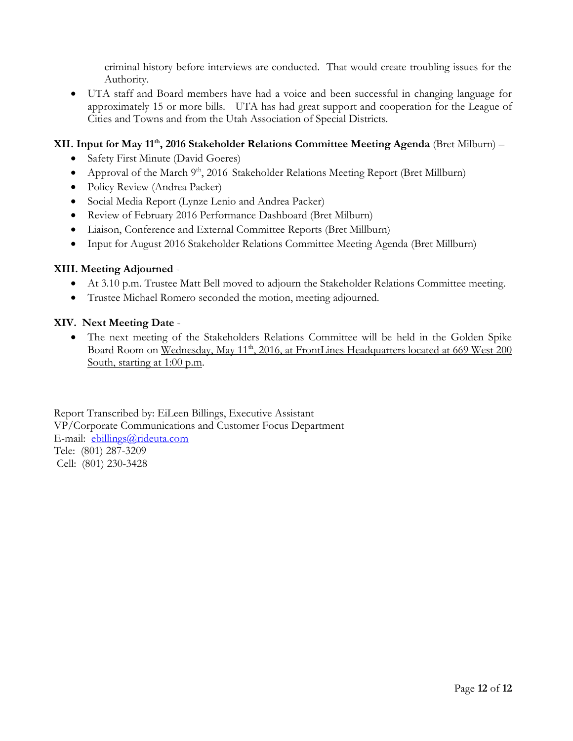criminal history before interviews are conducted. That would create troubling issues for the Authority.

- UTA staff and Board members have had a voice and been successful in changing language for approximately 15 or more bills. UTA has had great support and cooperation for the League of Cities and Towns and from the Utah Association of Special Districts.

**XII. Input for May 11th, 2016 Stakeholder Relations Committee Meeting Agenda** (Bret Milburn) –

- Safety First Minute (David Goeres)
- Approval of the March 9th, 2016 Stakeholder Relations Meeting Report (Bret Millburn)
- Policy Review (Andrea Packer)
- Social Media Report (Lynze Lenio and Andrea Packer)
- Review of February 2016 Performance Dashboard (Bret Milburn)
- Liaison, Conference and External Committee Reports (Bret Millburn)
- Input for August 2016 Stakeholder Relations Committee Meeting Agenda (Bret Millburn)

**XIII. Meeting Adjourned** -

- At 3.10 p.m. Trustee Matt Bell moved to adjourn the Stakeholder Relations Committee meeting.
- Trustee Michael Romero seconded the motion, meeting adjourned.

**XIV. Next Meeting Date** -

- The next meeting of the Stakeholders Relations Committee will be held in the Golden Spike Board Room on Wednesday, May 11th, 2016, at FrontLines Headquarters located at 669 West 200 South, starting at 1:00 p.m.

Report Transcribed by: EiLeen Billings, Executive Assistant
VP/Corporate Communications and Customer Focus Department
E-mail: ebillings@rideuta.com
Tele: (801) 287-3209
Cell: (801) 230-3428